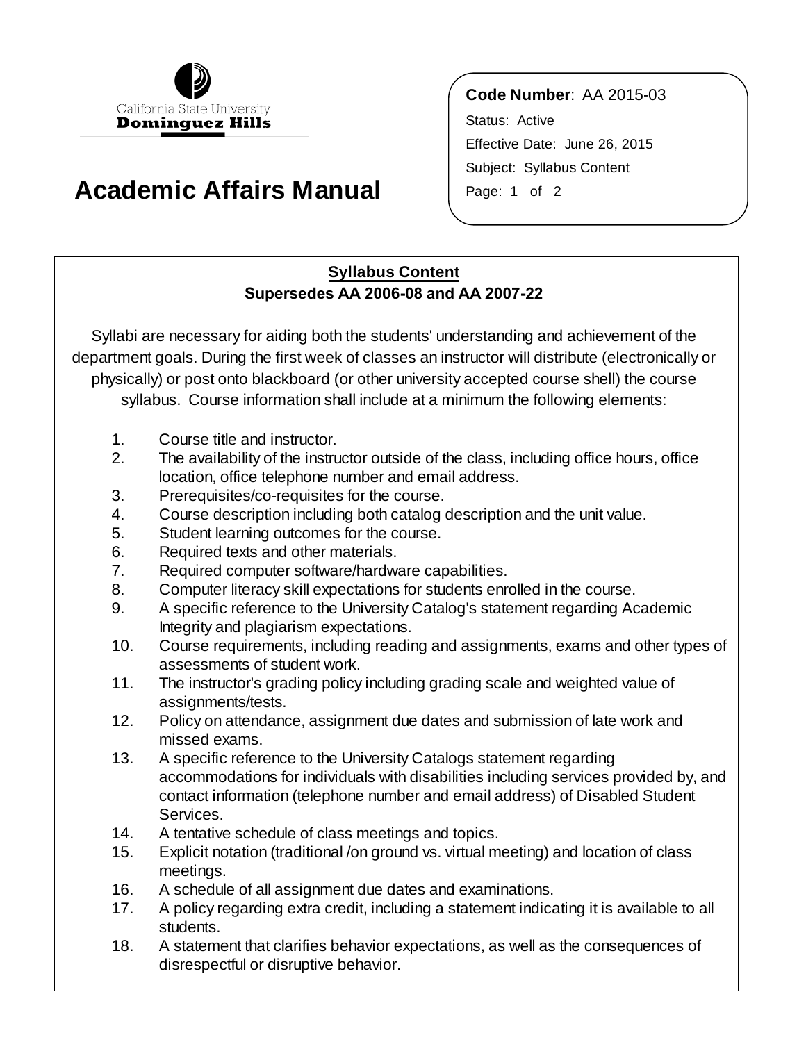California State University
**Dominguez Hills**

# Academic Affairs Manual

**Code Number**: AA 2015-03
Status: Active
Effective Date: June 26, 2015
Subject: Syllabus Content

## Syllabus Content
**Supersedes AA 2006-08 and AA 2007-22**

Syllabi are necessary for aiding both the students' understanding and achievement of the department goals. During the first week of classes an instructor will distribute (electronically or physically) or post onto blackboard (or other university accepted course shell) the course syllabus. Course information shall include at a minimum the following elements:

1. Course title and instructor.
2. The availability of the instructor outside of the class, including office hours, office location, office telephone number and email address.
3. Prerequisites/co-requisites for the course.
4. Course description including both catalog description and the unit value.
5. Student learning outcomes for the course.
6. Required texts and other materials.
7. Required computer software/hardware capabilities.
8. Computer literacy skill expectations for students enrolled in the course.
9. A specific reference to the University Catalog's statement regarding Academic Integrity and plagiarism expectations.
10. Course requirements, including reading and assignments, exams and other types of assessments of student work.
11. The instructor's grading policy including grading scale and weighted value of assignments/tests.
12. Policy on attendance, assignment due dates and submission of late work and missed exams.
13. A specific reference to the University Catalogs statement regarding accommodations for individuals with disabilities including services provided by, and contact information (telephone number and email address) of Disabled Student Services.
14. A tentative schedule of class meetings and topics.
15. Explicit notation (traditional /on ground vs. virtual meeting) and location of class meetings.
16. A schedule of all assignment due dates and examinations.
17. A policy regarding extra credit, including a statement indicating it is available to all students.
18. A statement that clarifies behavior expectations, as well as the consequences of disrespectful or disruptive behavior.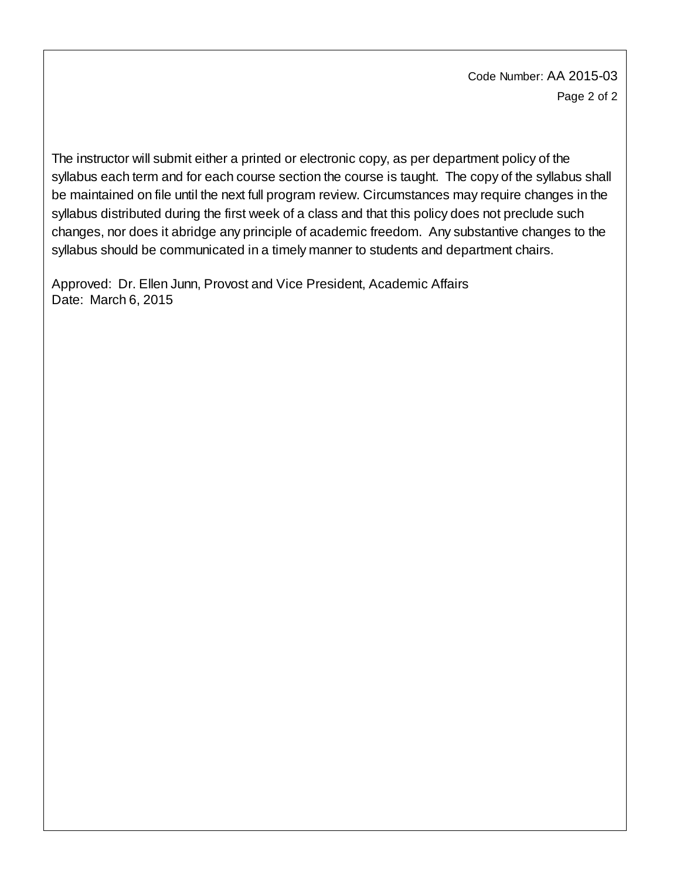The instructor will submit either a printed or electronic copy, as per department policy of the syllabus each term and for each course section the course is taught. The copy of the syllabus shall be maintained on file until the next full program review. Circumstances may require changes in the syllabus distributed during the first week of a class and that this policy does not preclude such changes, nor does it abridge any principle of academic freedom. Any substantive changes to the syllabus should be communicated in a timely manner to students and department chairs.

Approved: Dr. Ellen Junn, Provost and Vice President, Academic Affairs
Date: March 6, 2015